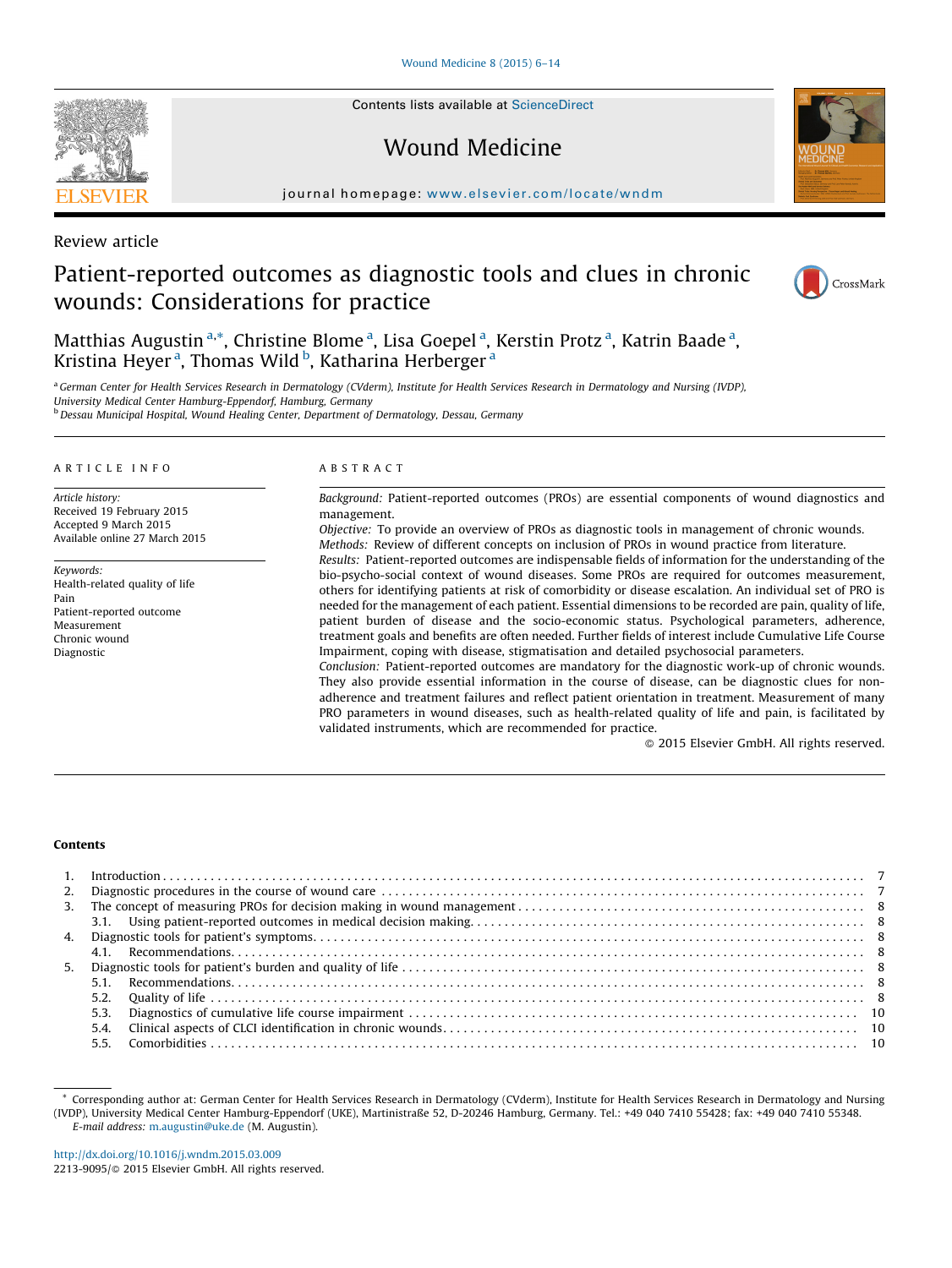Contents lists available at ScienceDirect

# Wound Medicine

journal homepage: www.elsevier.com/locate/wndm

Review article

# Patient-reported outcomes as diagnostic tools and clues in chronic wounds: Considerations for practice

Matthias Augustin [a,*], Christine Blome [a], Lisa Goepel [a], Kerstin Protz [a], Katrin Baade [a], Kristina Heyer [a], Thomas Wild [b], Katharina Herberger [a]

[a] German Center for Health Services Research in Dermatology (CVderm), Institute for Health Services Research in Dermatology and Nursing (IVDP), University Medical Center Hamburg-Eppendorf, Hamburg, Germany

[b] Dessau Municipal Hospital, Wound Healing Center, Department of Dermatology, Dessau, Germany

## ARTICLE INFO

*Article history:*
Received 19 February 2015
Accepted 9 March 2015
Available online 27 March 2015

*Keywords:*
Health-related quality of life
Pain
Patient-reported outcome
Measurement
Chronic wound
Diagnostic

## ABSTRACT

*Background:* Patient-reported outcomes (PROs) are essential components of wound diagnostics and management.

*Objective:* To provide an overview of PROs as diagnostic tools in management of chronic wounds.

*Methods:* Review of different concepts on inclusion of PROs in wound practice from literature.

*Results:* Patient-reported outcomes are indispensable fields of information for the understanding of the bio-psycho-social context of wound diseases. Some PROs are required for outcomes measurement, others for identifying patients at risk of comorbidity or disease escalation. An individual set of PRO is needed for the management of each patient. Essential dimensions to be recorded are pain, quality of life, patient burden of disease and the socio-economic status. Psychological parameters, adherence, treatment goals and benefits are often needed. Further fields of interest include Cumulative Life Course Impairment, coping with disease, stigmatisation and detailed psychosocial parameters.

*Conclusion:* Patient-reported outcomes are mandatory for the diagnostic work-up of chronic wounds. They also provide essential information in the course of disease, can be diagnostic clues for non-adherence and treatment failures and reflect patient orientation in treatment. Measurement of many PRO parameters in wound diseases, such as health-related quality of life and pain, is facilitated by validated instruments, which are recommended for practice.

© 2015 Elsevier GmbH. All rights reserved.

## Contents

1. Introduction . . . 7
2. Diagnostic procedures in the course of wound care . . . 7
3. The concept of measuring PROs for decision making in wound management . . . 8
   - 3.1. Using patient-reported outcomes in medical decision making. . . . 8
4. Diagnostic tools for patient's symptoms. . . . 8
   - 4.1. Recommendations. . . . 8
5. Diagnostic tools for patient's burden and quality of life . . . 8
   - 5.1. Recommendations. . . . 8
   - 5.2. Quality of life . . . 8
   - 5.3. Diagnostics of cumulative life course impairment . . . 10
   - 5.4. Clinical aspects of CLCI identification in chronic wounds. . . . 10
   - 5.5. Comorbidities . . . 10

---

* Corresponding author at: German Center for Health Services Research in Dermatology (CVderm), Institute for Health Services Research in Dermatology and Nursing (IVDP), University Medical Center Hamburg-Eppendorf (UKE), Martinistraße 52, D-20246 Hamburg, Germany. Tel.: +49 040 7410 55428; fax: +49 040 7410 55348.
*E-mail address:* m.augustin@uke.de (M. Augustin).

http://dx.doi.org/10.1016/j.wndm.2015.03.009
2213-9095/© 2015 Elsevier GmbH. All rights reserved.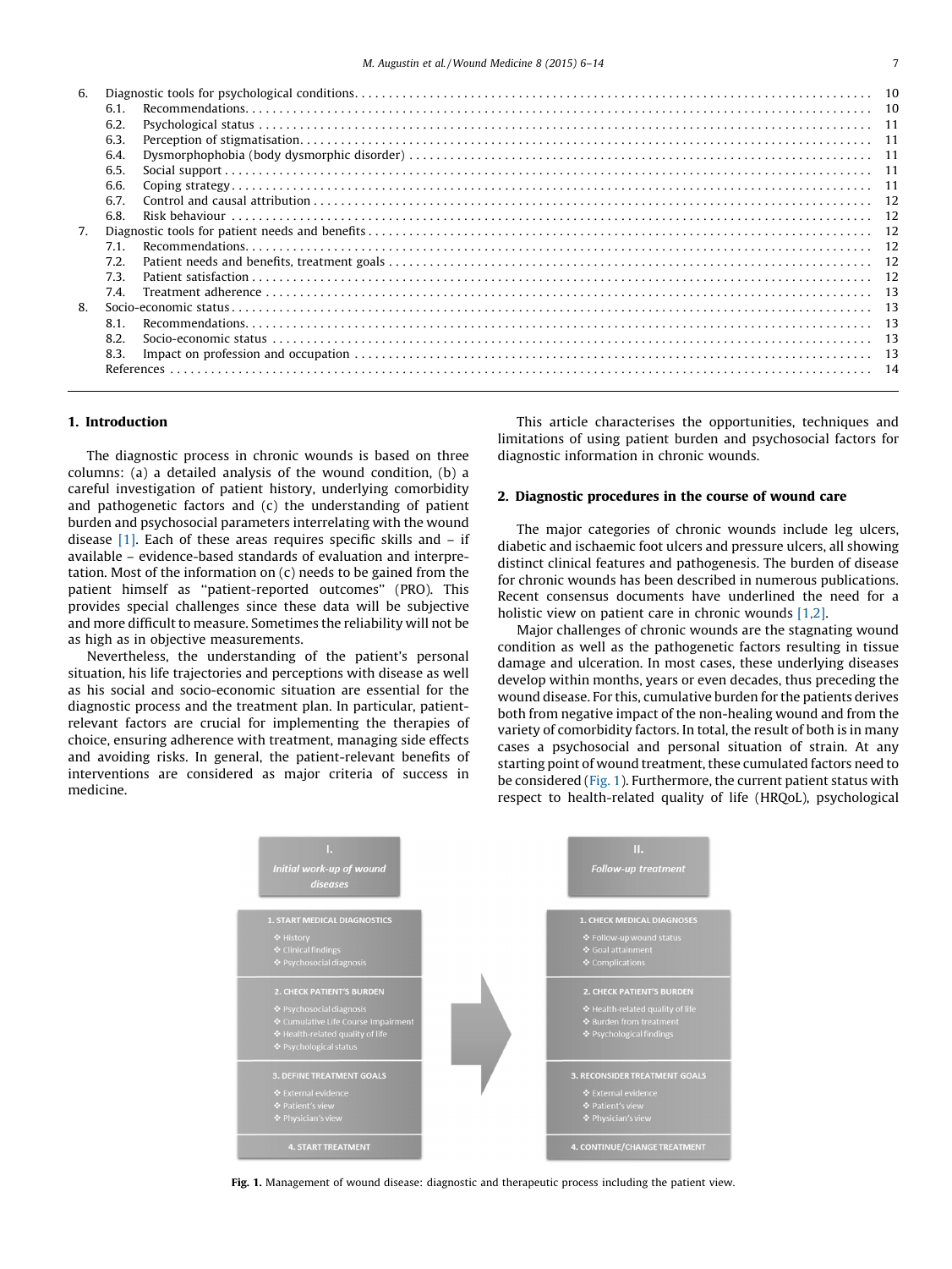6. Diagnostic tools for psychological conditions . . . . . 10
   - 6.1. Recommendations . . . . . 10
   - 6.2. Psychological status . . . . . 11
   - 6.3. Perception of stigmatisation . . . . . 11
   - 6.4. Dysmorphophobia (body dysmorphic disorder) . . . . . 11
   - 6.5. Social support . . . . . 11
   - 6.6. Coping strategy . . . . . 11
   - 6.7. Control and causal attribution . . . . . 12
   - 6.8. Risk behaviour . . . . . 12
7. Diagnostic tools for patient needs and benefits . . . . . 12
   - 7.1. Recommendations . . . . . 12
   - 7.2. Patient needs and benefits, treatment goals . . . . . 12
   - 7.3. Patient satisfaction . . . . . 12
   - 7.4. Treatment adherence . . . . . 13
8. Socio-economic status . . . . . 13
   - 8.1. Recommendations . . . . . 13
   - 8.2. Socio-economic status . . . . . 13
   - 8.3. Impact on profession and occupation . . . . . 13

References . . . . . 14

## 1. Introduction

The diagnostic process in chronic wounds is based on three columns: (a) a detailed analysis of the wound condition, (b) a careful investigation of patient history, underlying comorbidity and pathogenetic factors and (c) the understanding of patient burden and psychosocial parameters interrelating with the wound disease [1]. Each of these areas requires specific skills and – if available – evidence-based standards of evaluation and interpretation. Most of the information on (c) needs to be gained from the patient himself as "patient-reported outcomes" (PRO). This provides special challenges since these data will be subjective and more difficult to measure. Sometimes the reliability will not be as high as in objective measurements.

Nevertheless, the understanding of the patient's personal situation, his life trajectories and perceptions with disease as well as his social and socio-economic situation are essential for the diagnostic process and the treatment plan. In particular, patient-relevant factors are crucial for implementing the therapies of choice, ensuring adherence with treatment, managing side effects and avoiding risks. In general, the patient-relevant benefits of interventions are considered as major criteria of success in medicine.

This article characterises the opportunities, techniques and limitations of using patient burden and psychosocial factors for diagnostic information in chronic wounds.

## 2. Diagnostic procedures in the course of wound care

The major categories of chronic wounds include leg ulcers, diabetic and ischaemic foot ulcers and pressure ulcers, all showing distinct clinical features and pathogenesis. The burden of disease for chronic wounds has been described in numerous publications. Recent consensus documents have underlined the need for a holistic view on patient care in chronic wounds [1,2].

Major challenges of chronic wounds are the stagnating wound condition as well as the pathogenetic factors resulting in tissue damage and ulceration. In most cases, these underlying diseases develop within months, years or even decades, thus preceding the wound disease. For this, cumulative burden for the patients derives both from negative impact of the non-healing wound and from the variety of comorbidity factors. In total, the result of both is in many cases a psychosocial and personal situation of strain. At any starting point of wound treatment, these cumulated factors need to be considered (Fig. 1). Furthermore, the current patient status with respect to health-related quality of life (HRQoL), psychological

I.
Initial work-up of wound diseases

1. START MEDICAL DIAGNOSTICS
- History
- Clinical findings
- Psychosocial diagnosis

2. CHECK PATIENT'S BURDEN
- Psychosocial diagnosis
- Cumulative Life Course Impairment
- Health-related quality of life
- Psychological status

3. DEFINE TREATMENT GOALS
- External evidence
- Patient's view
- Physician's view

4. START TREATMENT

II.
Follow-up treatment

1. CHECK MEDICAL DIAGNOSES
- Follow-up wound status
- Goal attainment
- Complications

2. CHECK PATIENT'S BURDEN
- Health-related quality of life
- Burden from treatment
- Psychological findings

3. RECONSIDER TREATMENT GOALS
- External evidence
- Patient's view
- Physician's view

4. CONTINUE/CHANGE TREATMENT

**Fig. 1.** Management of wound disease: diagnostic and therapeutic process including the patient view.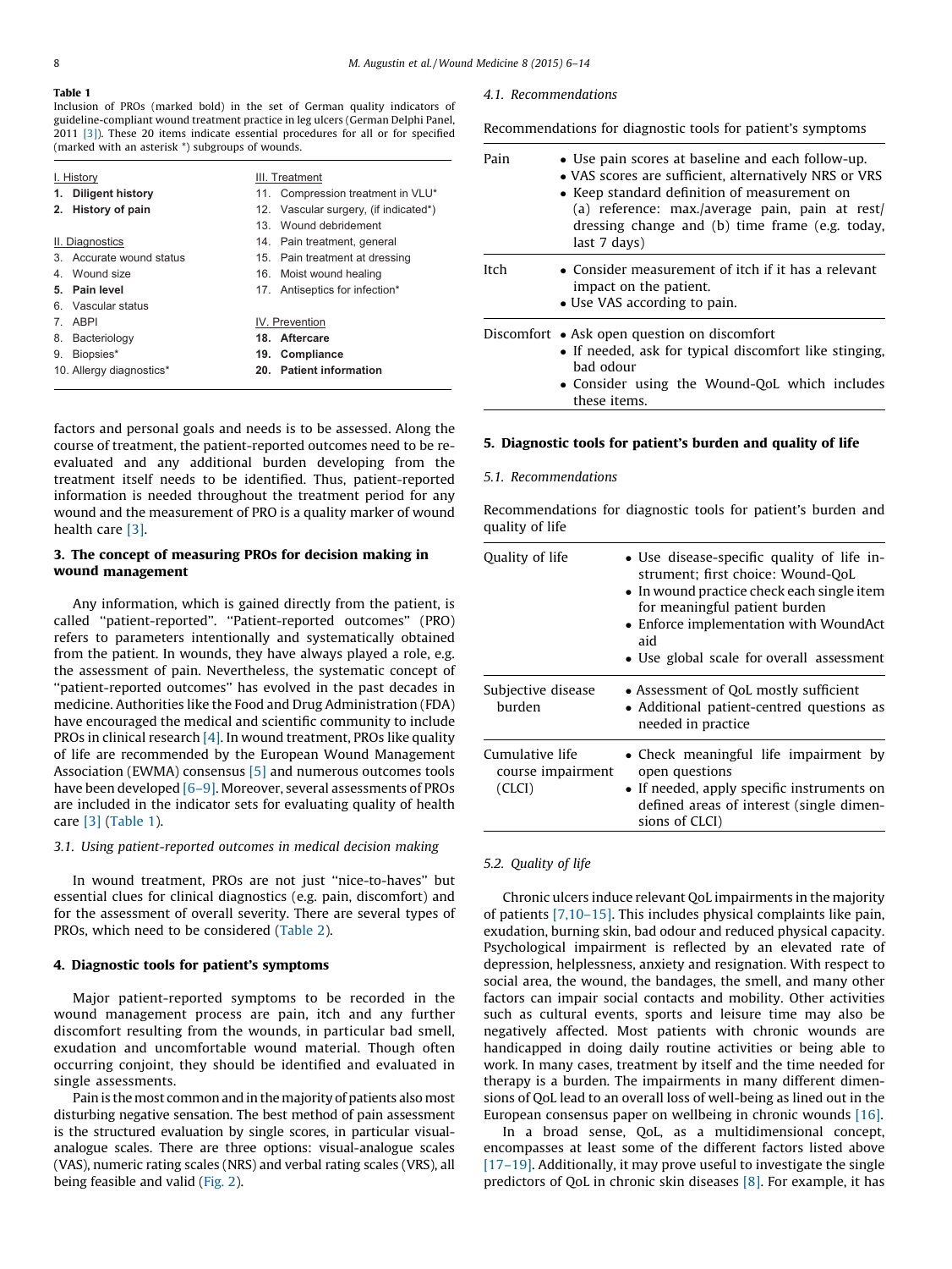**Table 1**
Inclusion of PROs (marked bold) in the set of German quality indicators of guideline-compliant wound treatment practice in leg ulcers (German Delphi Panel, 2011 [3]). These 20 items indicate essential procedures for all or for specified (marked with an asterisk *) subgroups of wounds.

| I. History | III. Treatment |
|---|---|
| **1. Diligent history** | 11. Compression treatment in VLU* |
| **2. History of pain** | 12. Vascular surgery, (if indicated*) |
| | 13. Wound debridement |
| II. Diagnostics | 14. Pain treatment, general |
| 3. Accurate wound status | 15. Pain treatment at dressing |
| 4. Wound size | 16. Moist wound healing |
| **5. Pain level** | 17. Antiseptics for infection* |
| 6. Vascular status | |
| 7. ABPI | IV. Prevention |
| 8. Bacteriology | **18. Aftercare** |
| 9. Biopsies* | **19. Compliance** |
| 10. Allergy diagnostics* | **20. Patient information** |

factors and personal goals and needs is to be assessed. Along the course of treatment, the patient-reported outcomes need to be re-evaluated and any additional burden developing from the treatment itself needs to be identified. Thus, patient-reported information is needed throughout the treatment period for any wound and the measurement of PRO is a quality marker of wound health care [3].

## 3. The concept of measuring PROs for decision making in wound management

Any information, which is gained directly from the patient, is called "patient-reported". "Patient-reported outcomes" (PRO) refers to parameters intentionally and systematically obtained from the patient. In wounds, they have always played a role, e.g. the assessment of pain. Nevertheless, the systematic concept of "patient-reported outcomes" has evolved in the past decades in medicine. Authorities like the Food and Drug Administration (FDA) have encouraged the medical and scientific community to include PROs in clinical research [4]. In wound treatment, PROs like quality of life are recommended by the European Wound Management Association (EWMA) consensus [5] and numerous outcomes tools have been developed [6–9]. Moreover, several assessments of PROs are included in the indicator sets for evaluating quality of health care [3] (Table 1).

### 3.1. Using patient-reported outcomes in medical decision making

In wound treatment, PROs are not just "nice-to-haves" but essential clues for clinical diagnostics (e.g. pain, discomfort) and for the assessment of overall severity. There are several types of PROs, which need to be considered (Table 2).

## 4. Diagnostic tools for patient's symptoms

Major patient-reported symptoms to be recorded in the wound management process are pain, itch and any further discomfort resulting from the wounds, in particular bad smell, exudation and uncomfortable wound material. Though often occurring conjoint, they should be identified and evaluated in single assessments.

Pain is the most common and in the majority of patients also most disturbing negative sensation. The best method of pain assessment is the structured evaluation by single scores, in particular visual-analogue scales. There are three options: visual-analogue scales (VAS), numeric rating scales (NRS) and verbal rating scales (VRS), all being feasible and valid (Fig. 2).

### 4.1. Recommendations

Recommendations for diagnostic tools for patient's symptoms

| | |
|---|---|
| Pain | • Use pain scores at baseline and each follow-up.<br>• VAS scores are sufficient, alternatively NRS or VRS<br>• Keep standard definition of measurement on (a) reference: max./average pain, pain at rest/ dressing change and (b) time frame (e.g. today, last 7 days) |
| Itch | • Consider measurement of itch if it has a relevant impact on the patient.<br>• Use VAS according to pain. |
| Discomfort | • Ask open question on discomfort<br>• If needed, ask for typical discomfort like stinging, bad odour<br>• Consider using the Wound-QoL which includes these items. |

## 5. Diagnostic tools for patient's burden and quality of life

### 5.1. Recommendations

Recommendations for diagnostic tools for patient's burden and quality of life

| | |
|---|---|
| Quality of life | • Use disease-specific quality of life instrument; first choice: Wound-QoL<br>• In wound practice check each single item for meaningful patient burden<br>• Enforce implementation with WoundAct aid<br>• Use global scale for overall assessment |
| Subjective disease burden | • Assessment of QoL mostly sufficient<br>• Additional patient-centred questions as needed in practice |
| Cumulative life course impairment (CLCI) | • Check meaningful life impairment by open questions<br>• If needed, apply specific instruments on defined areas of interest (single dimensions of CLCI) |

### 5.2. Quality of life

Chronic ulcers induce relevant QoL impairments in the majority of patients [7,10–15]. This includes physical complaints like pain, exudation, burning skin, bad odour and reduced physical capacity. Psychological impairment is reflected by an elevated rate of depression, helplessness, anxiety and resignation. With respect to social area, the wound, the bandages, the smell, and many other factors can impair social contacts and mobility. Other activities such as cultural events, sports and leisure time may also be negatively affected. Most patients with chronic wounds are handicapped in doing daily routine activities or being able to work. In many cases, treatment by itself and the time needed for therapy is a burden. The impairments in many different dimensions of QoL lead to an overall loss of well-being as lined out in the European consensus paper on wellbeing in chronic wounds [16].

In a broad sense, QoL, as a multidimensional concept, encompasses at least some of the different factors listed above [17–19]. Additionally, it may prove useful to investigate the single predictors of QoL in chronic skin diseases [8]. For example, it has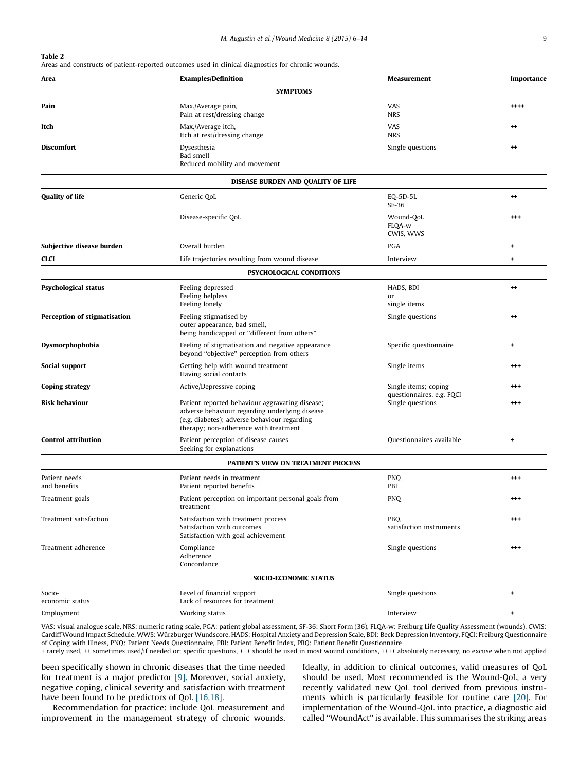**Table 2**
Areas and constructs of patient-reported outcomes used in clinical diagnostics for chronic wounds.

| Area | Examples/Definition | Measurement | Importance |
|---|---|---|---|
| | **SYMPTOMS** | | |
| **Pain** | Max./Average pain,<br>Pain at rest/dressing change | VAS<br>NRS | ++++ |
| **Itch** | Max./Average itch,<br>Itch at rest/dressing change | VAS<br>NRS | ++ |
| **Discomfort** | Dysesthesia<br>Bad smell<br>Reduced mobility and movement | Single questions | ++ |
| | **DISEASE BURDEN AND QUALITY OF LIFE** | | |
| **Quality of life** | Generic QoL | EQ-5D-5L<br>SF-36 | ++ |
| | Disease-specific QoL | Wound-QoL<br>FLQA-w<br>CWIS, WWS | +++ |
| **Subjective disease burden** | Overall burden | PGA | + |
| **CLCI** | Life trajectories resulting from wound disease | Interview | + |
| | **PSYCHOLOGICAL CONDITIONS** | | |
| **Psychological status** | Feeling depressed<br>Feeling helpless<br>Feeling lonely | HADS, BDI<br>or<br>single items | ++ |
| **Perception of stigmatisation** | Feeling stigmatised by<br>outer appearance, bad smell,<br>being handicapped or "different from others" | Single questions | ++ |
| **Dysmorphophobia** | Feeling of stigmatisation and negative appearance<br>beyond "objective" perception from others | Specific questionnaire | + |
| **Social support** | Getting help with wound treatment<br>Having social contacts | Single items | +++ |
| **Coping strategy** | Active/Depressive coping | Single items; coping<br>questionnaires, e.g. FQCI | +++ |
| **Risk behaviour** | Patient reported behaviour aggravating disease;<br>adverse behaviour regarding underlying disease<br>(e.g. diabetes); adverse behaviour regarding<br>therapy; non-adherence with treatment | Single questions | +++ |
| **Control attribution** | Patient perception of disease causes<br>Seeking for explanations | Questionnaires available | + |
| | **PATIENT'S VIEW ON TREATMENT PROCESS** | | |
| Patient needs<br>and benefits | Patient needs in treatment<br>Patient reported benefits | PNQ<br>PBI | +++ |
| Treatment goals | Patient perception on important personal goals from<br>treatment | PNQ | +++ |
| Treatment satisfaction | Satisfaction with treatment process<br>Satisfaction with outcomes<br>Satisfaction with goal achievement | PBQ,<br>satisfaction instruments | +++ |
| Treatment adherence | Compliance<br>Adherence<br>Concordance | Single questions | +++ |
| | **SOCIO-ECONOMIC STATUS** | | |
| Socio-<br>economic status | Level of financial support<br>Lack of resources for treatment | Single questions | + |
| Employment | Working status | Interview | + |

VAS: visual analogue scale, NRS: numeric rating scale, PGA: patient global assessment, SF-36: Short Form (36), FLQA-w: Freiburg Life Quality Assessment (wounds), CWIS: Cardiff Wound Impact Schedule, WWS: Würzburger Wundscore, HADS: Hospital Anxiety and Depression Scale, BDI: Beck Depression Inventory, FQCI: Freiburg Questionnaire of Coping with Illness, PNQ: Patient Needs Questionnaire, PBI: Patient Benefit Index, PBQ: Patient Benefit Questionnaire
+ rarely used, ++ sometimes used/if needed or; specific questions, +++ should be used in most wound conditions, ++++ absolutely necessary, no excuse when not applied

been specifically shown in chronic diseases that the time needed for treatment is a major predictor [9]. Moreover, social anxiety, negative coping, clinical severity and satisfaction with treatment have been found to be predictors of QoL [16,18].

Recommendation for practice: include QoL measurement and improvement in the management strategy of chronic wounds. Ideally, in addition to clinical outcomes, valid measures of QoL should be used. Most recommended is the Wound-QoL, a very recently validated new QoL tool derived from previous instruments which is particularly feasible for routine care [20]. For implementation of the Wound-QoL into practice, a diagnostic aid called "WoundAct" is available. This summarises the striking areas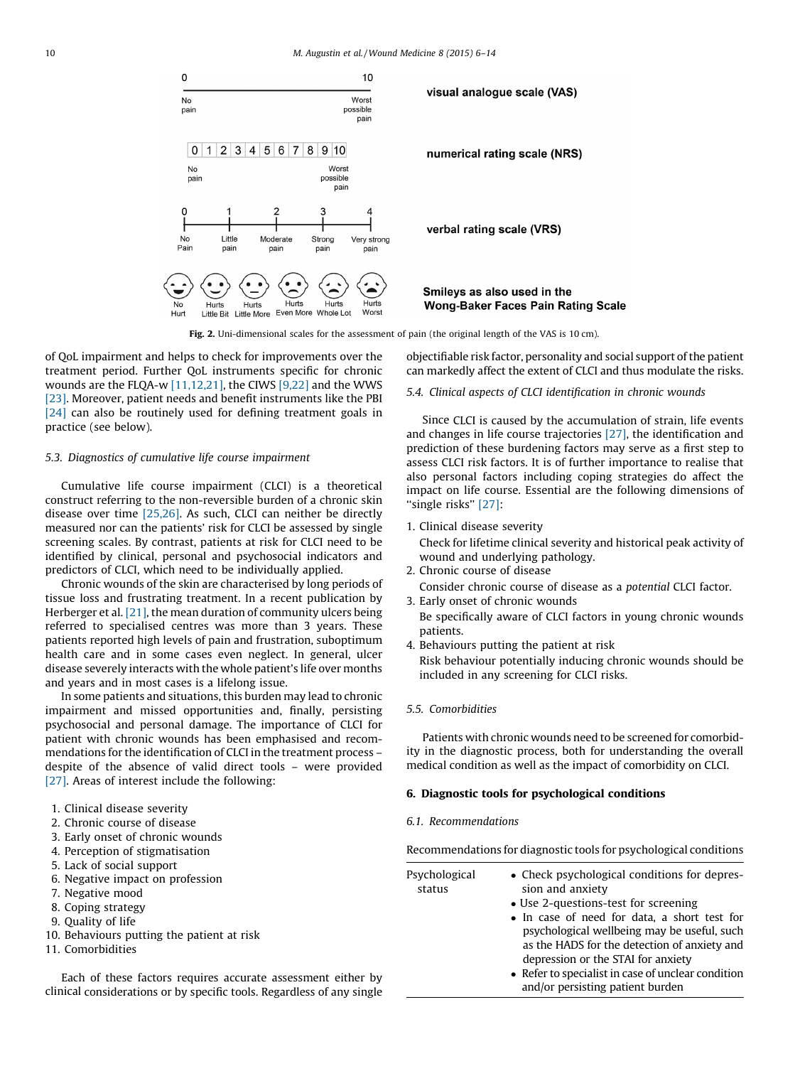Fig. 2. Uni-dimensional scales for the assessment of pain (the original length of the VAS is 10 cm).

of QoL impairment and helps to check for improvements over the treatment period. Further QoL instruments specific for chronic wounds are the FLQA-w [11,12,21], the CIWS [9,22] and the WWS [23]. Moreover, patient needs and benefit instruments like the PBI [24] can also be routinely used for defining treatment goals in practice (see below).

### 5.3. Diagnostics of cumulative life course impairment

Cumulative life course impairment (CLCI) is a theoretical construct referring to the non-reversible burden of a chronic skin disease over time [25,26]. As such, CLCI can neither be directly measured nor can the patients' risk for CLCI be assessed by single screening scales. By contrast, patients at risk for CLCI need to be identified by clinical, personal and psychosocial indicators and predictors of CLCI, which need to be individually applied.

Chronic wounds of the skin are characterised by long periods of tissue loss and frustrating treatment. In a recent publication by Herberger et al. [21], the mean duration of community ulcers being referred to specialised centres was more than 3 years. These patients reported high levels of pain and frustration, suboptimum health care and in some cases even neglect. In general, ulcer disease severely interacts with the whole patient's life over months and years and in most cases is a lifelong issue.

In some patients and situations, this burden may lead to chronic impairment and missed opportunities and, finally, persisting psychosocial and personal damage. The importance of CLCI for patient with chronic wounds has been emphasised and recommendations for the identification of CLCI in the treatment process – despite of the absence of valid direct tools – were provided [27]. Areas of interest include the following:

1. Clinical disease severity
2. Chronic course of disease
3. Early onset of chronic wounds
4. Perception of stigmatisation
5. Lack of social support
6. Negative impact on profession
7. Negative mood
8. Coping strategy
9. Quality of life
10. Behaviours putting the patient at risk
11. Comorbidities

Each of these factors requires accurate assessment either by clinical considerations or by specific tools. Regardless of any single objectifiable risk factor, personality and social support of the patient can markedly affect the extent of CLCI and thus modulate the risks.

### 5.4. Clinical aspects of CLCI identification in chronic wounds

Since CLCI is caused by the accumulation of strain, life events and changes in life course trajectories [27], the identification and prediction of these burdening factors may serve as a first step to assess CLCI risk factors. It is of further importance to realise that also personal factors including coping strategies do affect the impact on life course. Essential are the following dimensions of "single risks" [27]:

1. Clinical disease severity
   Check for lifetime clinical severity and historical peak activity of wound and underlying pathology.
2. Chronic course of disease
   Consider chronic course of disease as a *potential* CLCI factor.
3. Early onset of chronic wounds
   Be specifically aware of CLCI factors in young chronic wounds patients.
4. Behaviours putting the patient at risk
   Risk behaviour potentially inducing chronic wounds should be included in any screening for CLCI risks.

### 5.5. Comorbidities

Patients with chronic wounds need to be screened for comorbidity in the diagnostic process, both for understanding the overall medical condition as well as the impact of comorbidity on CLCI.

## 6. Diagnostic tools for psychological conditions

### 6.1. Recommendations

Recommendations for diagnostic tools for psychological conditions

| | |
|---|---|
| Psychological status | • Check psychological conditions for depression and anxiety<br>• Use 2-questions-test for screening<br>• In case of need for data, a short test for psychological wellbeing may be useful, such as the HADS for the detection of anxiety and depression or the STAI for anxiety<br>• Refer to specialist in case of unclear condition and/or persisting patient burden |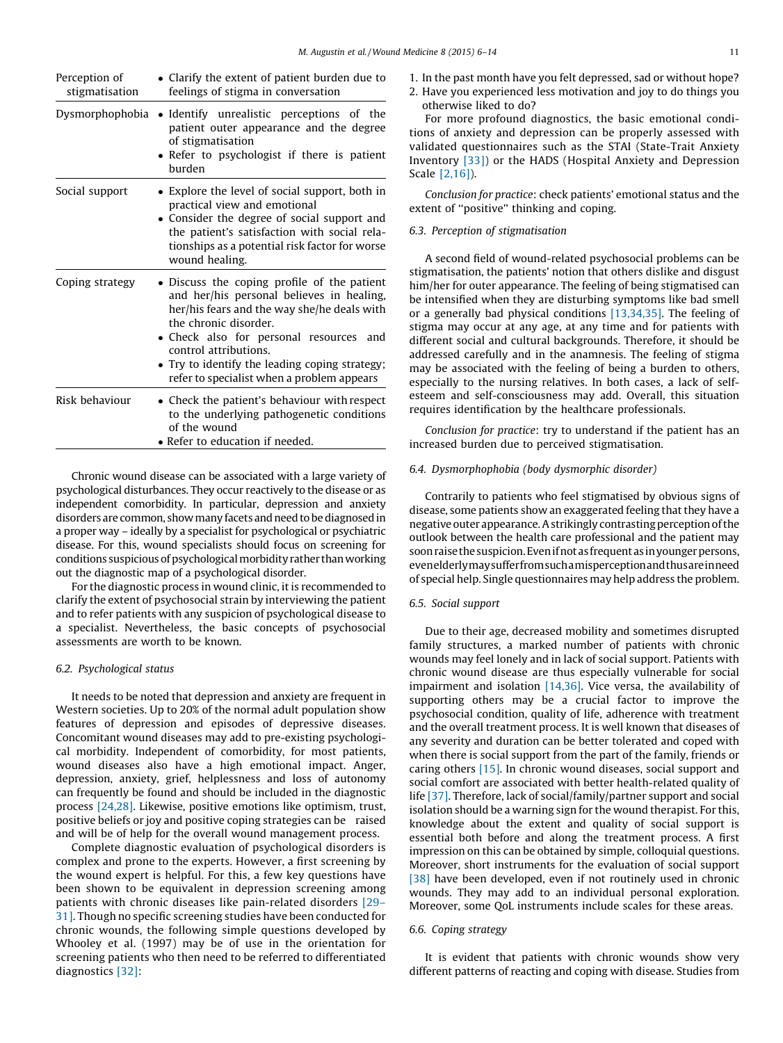| | |
|---|---|
| Perception of stigmatisation | • Clarify the extent of patient burden due to feelings of stigma in conversation |
| Dysmorphophobia | • Identify unrealistic perceptions of the patient outer appearance and the degree of stigmatisation<br>• Refer to psychologist if there is patient burden |
| Social support | • Explore the level of social support, both in practical view and emotional<br>• Consider the degree of social support and the patient's satisfaction with social relationships as a potential risk factor for worse wound healing. |
| Coping strategy | • Discuss the coping profile of the patient and her/his personal believes in healing, her/his fears and the way she/he deals with the chronic disorder.<br>• Check also for personal resources and control attributions.<br>• Try to identify the leading coping strategy; refer to specialist when a problem appears |
| Risk behaviour | • Check the patient's behaviour with respect to the underlying pathogenetic conditions of the wound<br>• Refer to education if needed. |

Chronic wound disease can be associated with a large variety of psychological disturbances. They occur reactively to the disease or as independent comorbidity. In particular, depression and anxiety disorders are common, show many facets and need to be diagnosed in a proper way – ideally by a specialist for psychological or psychiatric disease. For this, wound specialists should focus on screening for conditions suspicious of psychological morbidity rather than working out the diagnostic map of a psychological disorder.

For the diagnostic process in wound clinic, it is recommended to clarify the extent of psychosocial strain by interviewing the patient and to refer patients with any suspicion of psychological disease to a specialist. Nevertheless, the basic concepts of psychosocial assessments are worth to be known.

### 6.2. Psychological status

It needs to be noted that depression and anxiety are frequent in Western societies. Up to 20% of the normal adult population show features of depression and episodes of depressive diseases. Concomitant wound diseases may add to pre-existing psychological morbidity. Independent of comorbidity, for most patients, wound diseases also have a high emotional impact. Anger, depression, anxiety, grief, helplessness and loss of autonomy can frequently be found and should be included in the diagnostic process [24,28]. Likewise, positive emotions like optimism, trust, positive beliefs or joy and positive coping strategies can be raised and will be of help for the overall wound management process.

Complete diagnostic evaluation of psychological disorders is complex and prone to the experts. However, a first screening by the wound expert is helpful. For this, a few key questions have been shown to be equivalent in depression screening among patients with chronic diseases like pain-related disorders [29–31]. Though no specific screening studies have been conducted for chronic wounds, the following simple questions developed by Whooley et al. (1997) may be of use in the orientation for screening patients who then need to be referred to differentiated diagnostics [32]:

1. In the past month have you felt depressed, sad or without hope?
2. Have you experienced less motivation and joy to do things you otherwise liked to do?

For more profound diagnostics, the basic emotional conditions of anxiety and depression can be properly assessed with validated questionnaires such as the STAI (State-Trait Anxiety Inventory [33]) or the HADS (Hospital Anxiety and Depression Scale [2,16]).

*Conclusion for practice*: check patients' emotional status and the extent of ''positive'' thinking and coping.

### 6.3. Perception of stigmatisation

A second field of wound-related psychosocial problems can be stigmatisation, the patients' notion that others dislike and disgust him/her for outer appearance. The feeling of being stigmatised can be intensified when they are disturbing symptoms like bad smell or a generally bad physical conditions [13,34,35]. The feeling of stigma may occur at any age, at any time and for patients with different social and cultural backgrounds. Therefore, it should be addressed carefully and in the anamnesis. The feeling of stigma may be associated with the feeling of being a burden to others, especially to the nursing relatives. In both cases, a lack of self-esteem and self-consciousness may add. Overall, this situation requires identification by the healthcare professionals.

*Conclusion for practice*: try to understand if the patient has an increased burden due to perceived stigmatisation.

### 6.4. Dysmorphophobia (body dysmorphic disorder)

Contrarily to patients who feel stigmatised by obvious signs of disease, some patients show an exaggerated feeling that they have a negative outer appearance. A strikingly contrasting perception of the outlook between the health care professional and the patient may soon raise the suspicion. Even if not as frequent as in younger persons, even elderly may suffer from such a misperception and thus are in need of special help. Single questionnaires may help address the problem.

### 6.5. Social support

Due to their age, decreased mobility and sometimes disrupted family structures, a marked number of patients with chronic wounds may feel lonely and in lack of social support. Patients with chronic wound disease are thus especially vulnerable for social impairment and isolation [14,36]. Vice versa, the availability of supporting others may be a crucial factor to improve the psychosocial condition, quality of life, adherence with treatment and the overall treatment process. It is well known that diseases of any severity and duration can be better tolerated and coped with when there is social support from the part of the family, friends or caring others [15]. In chronic wound diseases, social support and social comfort are associated with better health-related quality of life [37]. Therefore, lack of social/family/partner support and social isolation should be a warning sign for the wound therapist. For this, knowledge about the extent and quality of social support is essential both before and along the treatment process. A first impression on this can be obtained by simple, colloquial questions. Moreover, short instruments for the evaluation of social support [38] have been developed, even if not routinely used in chronic wounds. They may add to an individual personal exploration. Moreover, some QoL instruments include scales for these areas.

### 6.6. Coping strategy

It is evident that patients with chronic wounds show very different patterns of reacting and coping with disease. Studies from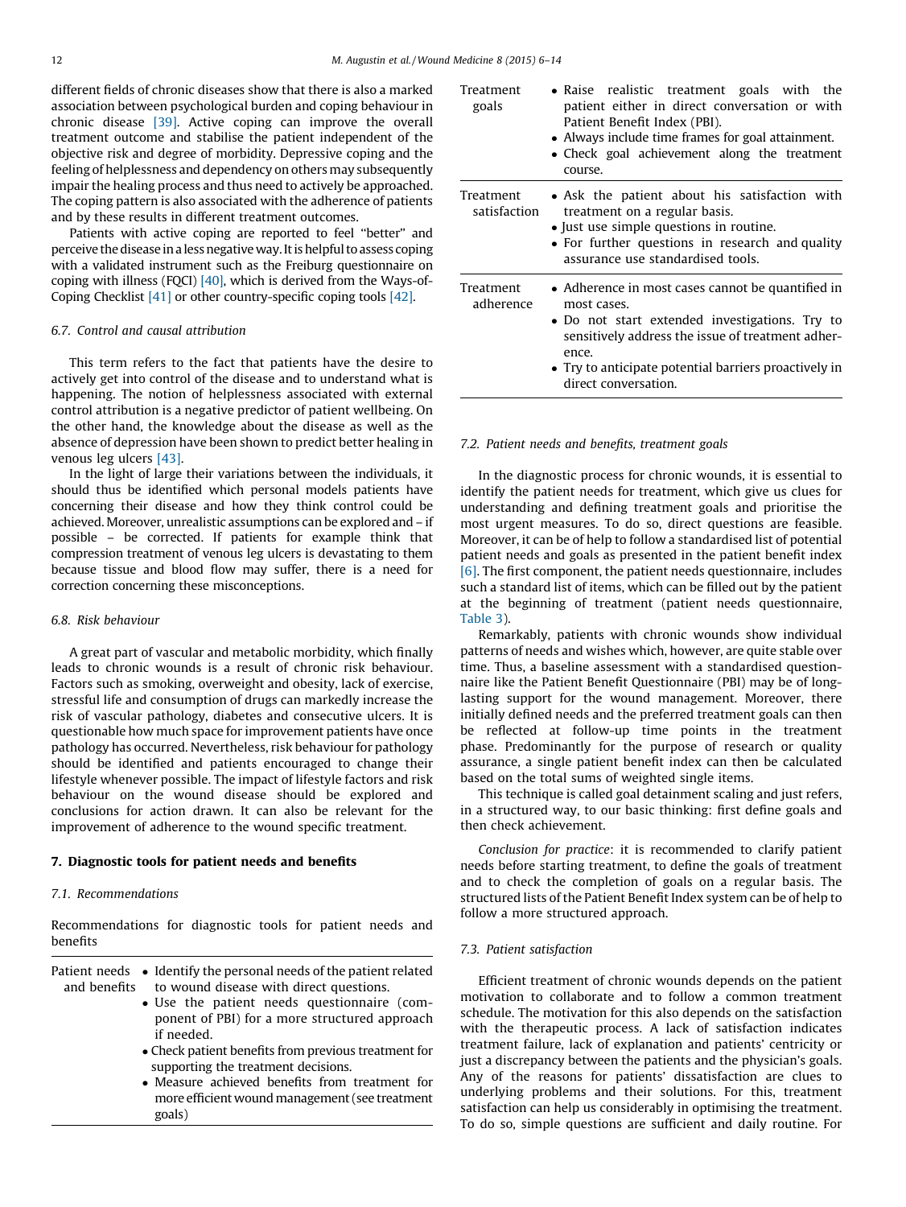different fields of chronic diseases show that there is also a marked association between psychological burden and coping behaviour in chronic disease [39]. Active coping can improve the overall treatment outcome and stabilise the patient independent of the objective risk and degree of morbidity. Depressive coping and the feeling of helplessness and dependency on others may subsequently impair the healing process and thus need to actively be approached. The coping pattern is also associated with the adherence of patients and by these results in different treatment outcomes.

Patients with active coping are reported to feel "better" and perceive the disease in a less negative way. It is helpful to assess coping with a validated instrument such as the Freiburg questionnaire on coping with illness (FQCI) [40], which is derived from the Ways-of-Coping Checklist [41] or other country-specific coping tools [42].

### 6.7. Control and causal attribution

This term refers to the fact that patients have the desire to actively get into control of the disease and to understand what is happening. The notion of helplessness associated with external control attribution is a negative predictor of patient wellbeing. On the other hand, the knowledge about the disease as well as the absence of depression have been shown to predict better healing in venous leg ulcers [43].

In the light of large their variations between the individuals, it should thus be identified which personal models patients have concerning their disease and how they think control could be achieved. Moreover, unrealistic assumptions can be explored and – if possible – be corrected. If patients for example think that compression treatment of venous leg ulcers is devastating to them because tissue and blood flow may suffer, there is a need for correction concerning these misconceptions.

### 6.8. Risk behaviour

A great part of vascular and metabolic morbidity, which finally leads to chronic wounds is a result of chronic risk behaviour. Factors such as smoking, overweight and obesity, lack of exercise, stressful life and consumption of drugs can markedly increase the risk of vascular pathology, diabetes and consecutive ulcers. It is questionable how much space for improvement patients have once pathology has occurred. Nevertheless, risk behaviour for pathology should be identified and patients encouraged to change their lifestyle whenever possible. The impact of lifestyle factors and risk behaviour on the wound disease should be explored and conclusions for action drawn. It can also be relevant for the improvement of adherence to the wound specific treatment.

## 7. Diagnostic tools for patient needs and benefits

### 7.1. Recommendations

Recommendations for diagnostic tools for patient needs and benefits

| | |
|---|---|
| Patient needs and benefits | • Identify the personal needs of the patient related to wound disease with direct questions.<br>• Use the patient needs questionnaire (component of PBI) for a more structured approach if needed.<br>• Check patient benefits from previous treatment for supporting the treatment decisions.<br>• Measure achieved benefits from treatment for more efficient wound management (see treatment goals) |
| Treatment goals | • Raise realistic treatment goals with the patient either in direct conversation or with Patient Benefit Index (PBI).<br>• Always include time frames for goal attainment.<br>• Check goal achievement along the treatment course. |
| Treatment satisfaction | • Ask the patient about his satisfaction with treatment on a regular basis.<br>• Just use simple questions in routine.<br>• For further questions in research and quality assurance use standardised tools. |
| Treatment adherence | • Adherence in most cases cannot be quantified in most cases.<br>• Do not start extended investigations. Try to sensitively address the issue of treatment adherence.<br>• Try to anticipate potential barriers proactively in direct conversation. |

### 7.2. Patient needs and benefits, treatment goals

In the diagnostic process for chronic wounds, it is essential to identify the patient needs for treatment, which give us clues for understanding and defining treatment goals and prioritise the most urgent measures. To do so, direct questions are feasible. Moreover, it can be of help to follow a standardised list of potential patient needs and goals as presented in the patient benefit index [6]. The first component, the patient needs questionnaire, includes such a standard list of items, which can be filled out by the patient at the beginning of treatment (patient needs questionnaire, Table 3).

Remarkably, patients with chronic wounds show individual patterns of needs and wishes which, however, are quite stable over time. Thus, a baseline assessment with a standardised questionnaire like the Patient Benefit Questionnaire (PBI) may be of long-lasting support for the wound management. Moreover, there initially defined needs and the preferred treatment goals can then be reflected at follow-up time points in the treatment phase. Predominantly for the purpose of research or quality assurance, a single patient benefit index can then be calculated based on the total sums of weighted single items.

This technique is called goal detainment scaling and just refers, in a structured way, to our basic thinking: first define goals and then check achievement.

*Conclusion for practice*: it is recommended to clarify patient needs before starting treatment, to define the goals of treatment and to check the completion of goals on a regular basis. The structured lists of the Patient Benefit Index system can be of help to follow a more structured approach.

### 7.3. Patient satisfaction

Efficient treatment of chronic wounds depends on the patient motivation to collaborate and to follow a common treatment schedule. The motivation for this also depends on the satisfaction with the therapeutic process. A lack of satisfaction indicates treatment failure, lack of explanation and patients' centricity or just a discrepancy between the patients and the physician's goals. Any of the reasons for patients' dissatisfaction are clues to underlying problems and their solutions. For this, treatment satisfaction can help us considerably in optimising the treatment. To do so, simple questions are sufficient and daily routine. For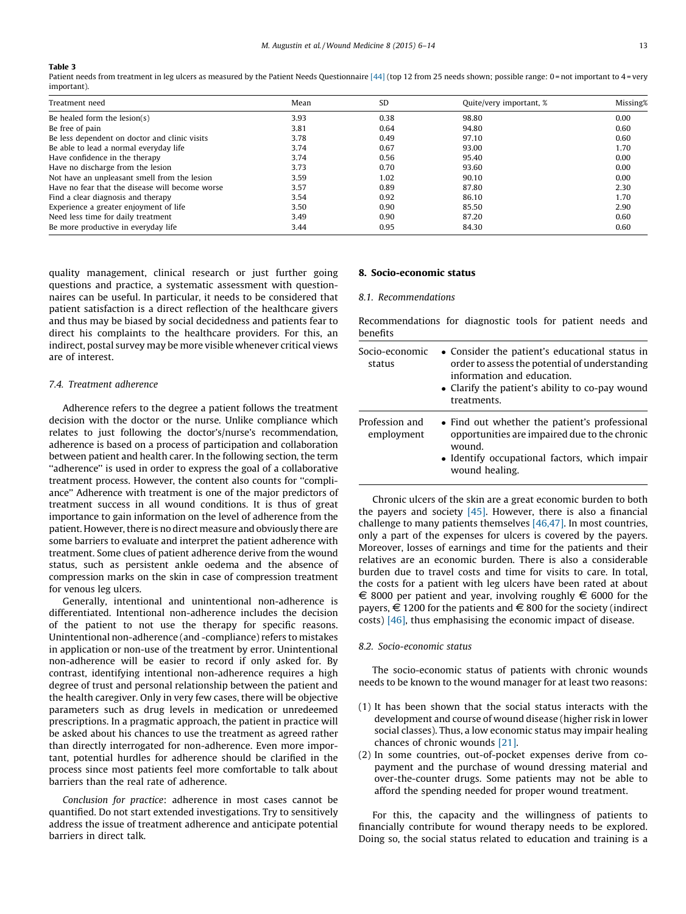**Table 3**
Patient needs from treatment in leg ulcers as measured by the Patient Needs Questionnaire [44] (top 12 from 25 needs shown; possible range: 0 = not important to 4 = very important).

| Treatment need | Mean | SD | Quite/very important, % | Missing% |
|---|---|---|---|---|
| Be healed form the lesion(s) | 3.93 | 0.38 | 98.80 | 0.00 |
| Be free of pain | 3.81 | 0.64 | 94.80 | 0.60 |
| Be less dependent on doctor and clinic visits | 3.78 | 0.49 | 97.10 | 0.60 |
| Be able to lead a normal everyday life | 3.74 | 0.67 | 93.00 | 1.70 |
| Have confidence in the therapy | 3.74 | 0.56 | 95.40 | 0.00 |
| Have no discharge from the lesion | 3.73 | 0.70 | 93.60 | 0.00 |
| Not have an unpleasant smell from the lesion | 3.59 | 1.02 | 90.10 | 0.00 |
| Have no fear that the disease will become worse | 3.57 | 0.89 | 87.80 | 2.30 |
| Find a clear diagnosis and therapy | 3.54 | 0.92 | 86.10 | 1.70 |
| Experience a greater enjoyment of life | 3.50 | 0.90 | 85.50 | 2.90 |
| Need less time for daily treatment | 3.49 | 0.90 | 87.20 | 0.60 |
| Be more productive in everyday life | 3.44 | 0.95 | 84.30 | 0.60 |

quality management, clinical research or just further going questions and practice, a systematic assessment with questionnaires can be useful. In particular, it needs to be considered that patient satisfaction is a direct reflection of the healthcare givers and thus may be biased by social decidedness and patients fear to direct his complaints to the healthcare providers. For this, an indirect, postal survey may be more visible whenever critical views are of interest.

### 7.4. Treatment adherence

Adherence refers to the degree a patient follows the treatment decision with the doctor or the nurse. Unlike compliance which relates to just following the doctor's/nurse's recommendation, adherence is based on a process of participation and collaboration between patient and health carer. In the following section, the term "adherence" is used in order to express the goal of a collaborative treatment process. However, the content also counts for "compliance" Adherence with treatment is one of the major predictors of treatment success in all wound conditions. It is thus of great importance to gain information on the level of adherence from the patient. However, there is no direct measure and obviously there are some barriers to evaluate and interpret the patient adherence with treatment. Some clues of patient adherence derive from the wound status, such as persistent ankle oedema and the absence of compression marks on the skin in case of compression treatment for venous leg ulcers.

Generally, intentional and unintentional non-adherence is differentiated. Intentional non-adherence includes the decision of the patient to not use the therapy for specific reasons. Unintentional non-adherence (and -compliance) refers to mistakes in application or non-use of the treatment by error. Unintentional non-adherence will be easier to record if only asked for. By contrast, identifying intentional non-adherence requires a high degree of trust and personal relationship between the patient and the health caregiver. Only in very few cases, there will be objective parameters such as drug levels in medication or unredeemed prescriptions. In a pragmatic approach, the patient in practice will be asked about his chances to use the treatment as agreed rather than directly interrogated for non-adherence. Even more important, potential hurdles for adherence should be clarified in the process since most patients feel more comfortable to talk about barriers than the real rate of adherence.

*Conclusion for practice*: adherence in most cases cannot be quantified. Do not start extended investigations. Try to sensitively address the issue of treatment adherence and anticipate potential barriers in direct talk.

## 8. Socio-economic status

### 8.1. Recommendations

Recommendations for diagnostic tools for patient needs and benefits

| | |
|---|---|
| Socio-economic status | • Consider the patient's educational status in order to assess the potential of understanding information and education.<br>• Clarify the patient's ability to co-pay wound treatments. |
| Profession and employment | • Find out whether the patient's professional opportunities are impaired due to the chronic wound.<br>• Identify occupational factors, which impair wound healing. |

Chronic ulcers of the skin are a great economic burden to both the payers and society [45]. However, there is also a financial challenge to many patients themselves [46,47]. In most countries, only a part of the expenses for ulcers is covered by the payers. Moreover, losses of earnings and time for the patients and their relatives are an economic burden. There is also a considerable burden due to travel costs and time for visits to care. In total, the costs for a patient with leg ulcers have been rated at about € 8000 per patient and year, involving roughly € 6000 for the payers, € 1200 for the patients and € 800 for the society (indirect costs) [46], thus emphasising the economic impact of disease.

### 8.2. Socio-economic status

The socio-economic status of patients with chronic wounds needs to be known to the wound manager for at least two reasons:

(1) It has been shown that the social status interacts with the development and course of wound disease (higher risk in lower social classes). Thus, a low economic status may impair healing chances of chronic wounds [21].
(2) In some countries, out-of-pocket expenses derive from co-payment and the purchase of wound dressing material and over-the-counter drugs. Some patients may not be able to afford the spending needed for proper wound treatment.

For this, the capacity and the willingness of patients to financially contribute for wound therapy needs to be explored. Doing so, the social status related to education and training is a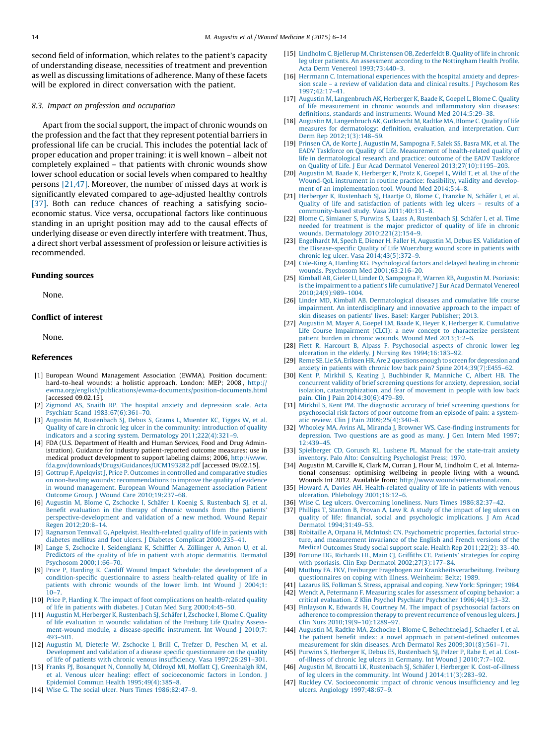second field of information, which relates to the patient's capacity of understanding disease, necessities of treatment and prevention as well as discussing limitations of adherence. Many of these facets will be explored in direct conversation with the patient.

### 8.3. Impact on profession and occupation

Apart from the social support, the impact of chronic wounds on the profession and the fact that they represent potential barriers in professional life can be crucial. This includes the potential lack of proper education and proper training: it is well known – albeit not completely explained – that patients with chronic wounds show lower school education or social levels when compared to healthy persons [21,47]. Moreover, the number of missed days at work is significantly elevated compared to age-adjusted healthy controls [37]. Both can reduce chances of reaching a satisfying socio-economic status. Vice versa, occupational factors like continuous standing in an upright position may add to the causal effects of underlying disease or even directly interfere with treatment. Thus, a direct short verbal assessment of profession or leisure activities is recommended.

## Funding sources

None.

## Conflict of interest

None.

## References

[1] European Wound Management Association (EWMA). Position document: hard-to-heal wounds: a holistic approach. London: MEP; 2008 , http://ewma.org/english/publications/ewma-documents/position-documents.html [accessed 09.02.15].

[2] Zigmond AS, Snaith RP. The hospital anxiety and depression scale. Acta Psychiatr Scand 1983;67(6):361–70.

[3] Augustin M, Rustenbach SJ, Debus S, Grams L, Muenter KC, Tigges W, et al. Quality of care in chronic leg ulcer in the community: introduction of quality indicators and a scoring system. Dermatology 2011;222(4):321–9.

[4] FDA (U.S. Department of Health and Human Services, Food and Drug Administration). Guidance for industry patient-reported outcome measures: use in medical product development to support labeling claims; 2006, http://www.fda.gov/downloads/Drugs/Guidances/UCM193282.pdf [accessed 09.02.15].

[5] Gottrup F, Apelqvist J, Price P. Outcomes in controlled and comparative studies on non-healing wounds: recommendations to improve the quality of evidence in wound management. European Wound Management association Patient Outcome Group. J Wound Care 2010;19:237–68.

[6] Augustin M, Blome C, Zschocke I, Schäfer I, Koenig S, Rustenbach SJ, et al. Benefit evaluation in the therapy of chronic wounds from the patients' perspective-development and validation of a new method. Wound Repair Regen 2012;20:8–14.

[7] Ragnarson Tennvall G, Apelqvist. Health-related quality of life in patients with diabetes mellitus and foot ulcers. J Diabetes Complicat 2000;235–41.

[8] Lange S, Zschocke I, Seidenglanz K, Schiffler A, Zöllinger A, Amon U, et al. Predictors of the quality of life in patient with atopic dermatitis. Dermatol Psychosom 2000;1:66–70.

[9] Price P, Harding K. Cardiff Wound Impact Schedule: the development of a condition-specific questionnaire to assess health-related quality of life in patients with chronic wounds of the lower limb. Int Wound J 2004;1:10–7.

[10] Price P, Harding K. The impact of foot complications on health-related quality of life in patients with diabetes. J Cutan Med Surg 2000;4:45–50.

[11] Augustin M, Herberger K, Rustenbach SJ, Schäfer I, Zschocke I, Blome C. Quality of life evaluation in wounds: validation of the Freiburg Life Quality Assessment-wound module, a disease-specific instrument. Int Wound J 2010;7:493–501.

[12] Augustin M, Dieterle W, Zschocke I, Brill C, Trefzer D, Peschen M, et al. Development and validation of a disease specific questionnaire on the quality of life of patients with chronic venous insufficiency. Vasa 1997;26:291–301.

[13] Franks PJ, Bosanquet N, Connolly M, Oldroyd MI, Moffatt CJ, Greenhalgh RM, et al. Venous ulcer healing: effect of socioeconomic factors in London. J Epidemiol Commun Health 1995;49(4):385–8.

[14] Wise G. The social ulcer. Nurs Times 1986;82:47–9.

[15] Lindholm C, Bjellerup M, Christensen OB, Zederfeldt B. Quality of life in chronic leg ulcer patients. An assessment according to the Nottingham Health Profile. Acta Derm Venereol 1993;73:440–3.

[16] Herrmann C. International experiences with the hospital anxiety and depression scale – a review of validation data and clinical results. J Psychosom Res 1997;42:17–41.

[17] Augustin M, Langenbruch AK, Herberger K, Baade K, Goepel L, Blome C. Quality of life measurement in chronic wounds and inflammatory skin diseases: definitions, standards and instruments. Wound Med 2014;5:29–38.

[18] Augustin M, Langenbruch AK, Gutknecht M, Radtke MA, Blome C. Quality of life measures for dermatology: definition, evaluation, and interpretation. Curr Derm Rep 2012;1(3):148–59.

[19] Prinsen CA, de Korte J, Augustin M, Sampogna F, Salek SS, Basra MK, et al. The EADV Taskforce on Quality of Life. Measurement of health-related quality of life in dermatological research and practice: outcome of the EADV Taskforce on Quality of Life. J Eur Acad Dermatol Venereol 2013;27(10):1195–203.

[20] Augustin M, Baade K, Herberger K, Protz K, Goepel L, Wild T, et al. Use of the Wound-QoL instrument in routine practice: feasibility, validity and development of an implementation tool. Wound Med 2014;5:4–8.

[21] Herberger K, Rustenbach SJ, Haartje O, Blome C, Franzke N, Schäfer I, et al. Quality of life and satisfaction of patients with leg ulcers – results of a community-based study. Vasa 2011;40:131–8.

[22] Blome C, Simianer S, Purwins S, Laass A, Rustenbach SJ, Schäfer I, et al. Time needed for treatment is the major predictor of quality of life in chronic wounds. Dermatology 2010;221(2):154–9.

[23] Engelhardt M, Spech E, Diener H, Faller H, Augustin M, Debus ES. Validation of the Disease-specific Quality of Life Wuerzburg wound score in patients with chronic leg ulcer. Vasa 2014;43(5):372–9.

[24] Cole-King A, Harding KG. Psychological factors and delayed healing in chronic wounds. Psychosom Med 2001;63:216–20.

[25] Kimball AB, Gieler U, Linder D, Sampogna F, Warren RB, Augustin M. Psoriasis: is the impairment to a patient's life cumulative? J Eur Acad Dermatol Venereol 2010;24(9):989–1004.

[26] Linder MD, Kimball AB. Dermatological diseases and cumulative life course impairment. An interdisciplinary and innovative approach to the impact of skin diseases on patients' lives. Basel: Karger Publisher; 2013.

[27] Augustin M, Mayer A, Goepel LM, Baade K, Heyer K, Herberger K. Cumulative Life Course Impairment (CLCI): a new concept to characterize persistent patient burden in chronic wounds. Wound Med 2013;1:2–6.

[28] Flett R, Harcourt B, Alpass F. Psychosocial aspects of chronic lower leg ulceration in the elderly. J Nursing Res 1994;16:183–92.

[29] Reme SE, Lie SA, Eriksen HR. Are 2 questions enough to screen for depression and anxiety in patients with chronic low back pain? Spine 2014;39(7):E455–62.

[30] Kent P, Mirkhil S, Keating J, Buchbinder R, Manniche C, Albert HB. The concurrent validity of brief screening questions for anxiety, depression, social isolation, catastrophization, and fear of movement in people with low back pain. Clin J Pain 2014;30(6):479–89.

[31] Mirkhil S, Kent PM. The diagnostic accuracy of brief screening questions for psychosocial risk factors of poor outcome from an episode of pain: a systematic review. Clin J Pain 2009;25(4):340–8.

[32] Whooley MA, Avins AL, Miranda J, Browner WS. Case-finding instruments for depression. Two questions are as good as many. J Gen Intern Med 1997;12:439–45.

[33] Spielberger CD, Gorusch RL, Lushene PL. Manual for the state-trait anxiety inventory. Palo Alto: Consulting Psychologist Press; 1970.

[34] Augustin M, Carville K, Clark M, Curran J, Flour M, Lindholm C, et al. International consensus: optimising wellbeing in people living with a wound. Wounds Int 2012. Available from: http://www.woundsinternational.com.

[35] Howard A, Davies AH. Health-related quality of life in patients with venous ulceration. Phlebology 2001;16:12–6.

[36] Wise C. Leg ulcers. Overcoming loneliness. Nurs Times 1986;82:37–42.

[37] Phillips T, Stanton B, Provan A, Lew R. A study of the impact of leg ulcers on quality of life: financial, social and psychologic implications. J Am Acad Dermatol 1994;31:49–53.

[38] Robitaille A, Orpana H, McIntosh CN. Psychometric properties, factorial structure, and measurement invariance of the English and French versions of the Medical Outcomes Study social support scale. Health Rep 2011;22(2): 33–40.

[39] Fortune DG, Richards HL, Main CJ, Griffiths CE. Patients' strategies for coping with psoriasis. Clin Exp Dermatol 2002;27(3):177–84.

[40] Muthny FA. FKV, Freiburger Fragebogen zur Krankheitsverarbeitung. Freiburg questionnaires on coping with illness. Weinheim: Beltz; 1989.

[41] Lazarus RS, Folkman S. Stress, appraisal and coping. New York: Springer; 1984.

[42] Wendt A, Petermann F. Measuring scales for assessment of coping behavior: a critical evaluation. Z Klin Psychol Psychiatr Psychother 1996;44(1):3–32.

[43] Finlayson K, Edwards H, Courtney M. The impact of psychosocial factors on adherence to compression therapy to prevent recurrence of venous leg ulcers. J Clin Nurs 2010;19(9–10):1289–97.

[44] Augustin M, Radtke MA, Zschocke I, Blome C, Behechtnejad J, Schaefer I, et al. The patient benefit index: a novel approach in patient-defined outcomes measurement for skin diseases. Arch Dermatol Res 2009;301(8):561–71.

[45] Purwins S, Herberger K, Debus ES, Rustenbach SJ, Pelzer P, Rabe E, et al. Cost-of-illness of chronic leg ulcers in Germany. Int Wound J 2010;7:7–102.

[46] Augustin M, Brocatti LK, Rustenbach SJ, Schäfer I, Herberger K. Cost-of-illness of leg ulcers in the community. Int Wound J 2014;11(3):283–92.

[47] Ruckley CV. Socioeconomic impact of chronic venous insufficiency and leg ulcers. Angiology 1997;48:67–9.